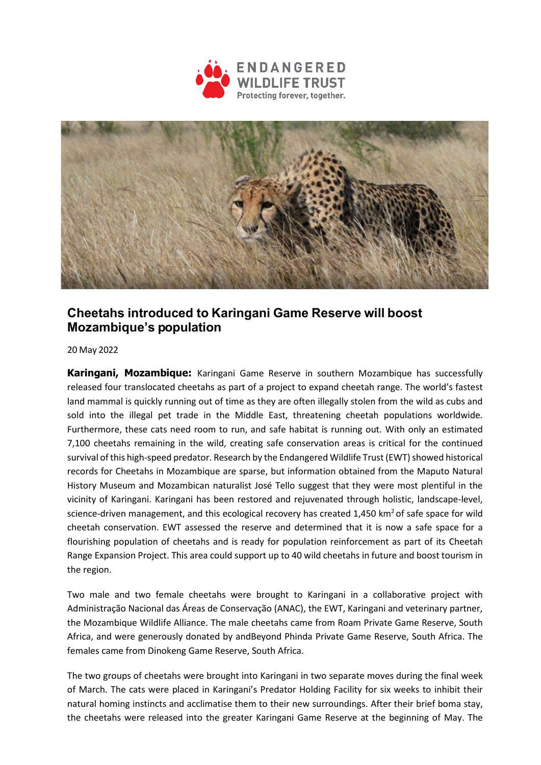# Cheetahs introduced to Karingani Game Reserve will boost Mozambique's population

20 May 2022

**Karingani, Mozambique:** Karingani Game Reserve in southern Mozambique has successfully released four translocated cheetahs as part of a project to expand cheetah range. The world's fastest land mammal is quickly running out of time as they are often illegally stolen from the wild as cubs and sold into the illegal pet trade in the Middle East, threatening cheetah populations worldwide. Furthermore, these cats need room to run, and safe habitat is running out. With only an estimated 7,100 cheetahs remaining in the wild, creating safe conservation areas is critical for the continued survival of this high-speed predator. Research by the Endangered Wildlife Trust (EWT) showed historical records for Cheetahs in Mozambique are sparse, but information obtained from the Maputo Natural History Museum and Mozambican naturalist José Tello suggest that they were most plentiful in the vicinity of Karingani. Karingani has been restored and rejuvenated through holistic, landscape-level, science-driven management, and this ecological recovery has created 1,450 $km^2$ of safe space for wild cheetah conservation. EWT assessed the reserve and determined that it is now a safe space for a flourishing population of cheetahs and is ready for population reinforcement as part of its Cheetah Range Expansion Project. This area could support up to 40 wild cheetahs in future and boost tourism in the region.

Two male and two female cheetahs were brought to Karingani in a collaborative project with Administração Nacional das Áreas de Conservação (ANAC), the EWT, Karingani and veterinary partner, the Mozambique Wildlife Alliance. The male cheetahs came from Roam Private Game Reserve, South Africa, and were generously donated by andBeyond Phinda Private Game Reserve, South Africa. The females came from Dinokeng Game Reserve, South Africa.

The two groups of cheetahs were brought into Karingani in two separate moves during the final week of March. The cats were placed in Karingani's Predator Holding Facility for six weeks to inhibit their natural homing instincts and acclimatise them to their new surroundings. After their brief boma stay, the cheetahs were released into the greater Karingani Game Reserve at the beginning of May. The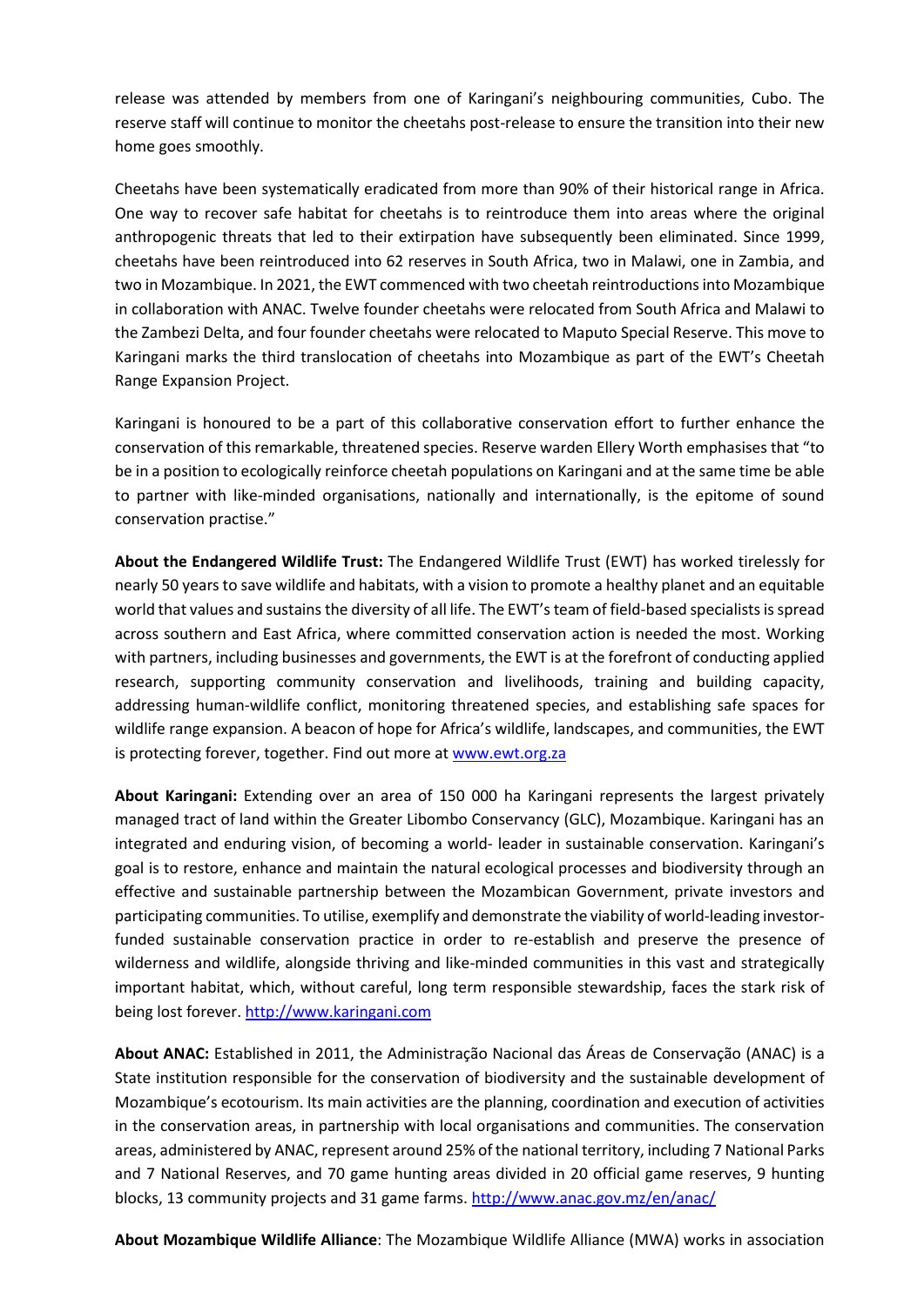release was attended by members from one of Karingani's neighbouring communities, Cubo. The reserve staff will continue to monitor the cheetahs post-release to ensure the transition into their new home goes smoothly.

Cheetahs have been systematically eradicated from more than 90% of their historical range in Africa. One way to recover safe habitat for cheetahs is to reintroduce them into areas where the original anthropogenic threats that led to their extirpation have subsequently been eliminated. Since 1999, cheetahs have been reintroduced into 62 reserves in South Africa, two in Malawi, one in Zambia, and two in Mozambique. In 2021, the EWT commenced with two cheetah reintroductions into Mozambique in collaboration with ANAC. Twelve founder cheetahs were relocated from South Africa and Malawi to the Zambezi Delta, and four founder cheetahs were relocated to Maputo Special Reserve. This move to Karingani marks the third translocation of cheetahs into Mozambique as part of the EWT's Cheetah Range Expansion Project.

Karingani is honoured to be a part of this collaborative conservation effort to further enhance the conservation of this remarkable, threatened species. Reserve warden Ellery Worth emphasises that "to be in a position to ecologically reinforce cheetah populations on Karingani and at the same time be able to partner with like-minded organisations, nationally and internationally, is the epitome of sound conservation practise."

**About the Endangered Wildlife Trust:** The Endangered Wildlife Trust (EWT) has worked tirelessly for nearly 50 years to save wildlife and habitats, with a vision to promote a healthy planet and an equitable world that values and sustains the diversity of all life. The EWT's team of field-based specialists is spread across southern and East Africa, where committed conservation action is needed the most. Working with partners, including businesses and governments, the EWT is at the forefront of conducting applied research, supporting community conservation and livelihoods, training and building capacity, addressing human-wildlife conflict, monitoring threatened species, and establishing safe spaces for wildlife range expansion. A beacon of hope for Africa's wildlife, landscapes, and communities, the EWT is protecting forever, together. Find out more at [www.ewt.org.za](www.ewt.org.za)

**About Karingani:** Extending over an area of 150 000 ha Karingani represents the largest privately managed tract of land within the Greater Libombo Conservancy (GLC), Mozambique. Karingani has an integrated and enduring vision, of becoming a world- leader in sustainable conservation. Karingani's goal is to restore, enhance and maintain the natural ecological processes and biodiversity through an effective and sustainable partnership between the Mozambican Government, private investors and participating communities. To utilise, exemplify and demonstrate the viability of world-leading investor-funded sustainable conservation practice in order to re-establish and preserve the presence of wilderness and wildlife, alongside thriving and like-minded communities in this vast and strategically important habitat, which, without careful, long term responsible stewardship, faces the stark risk of being lost forever. [http://www.karingani.com](http://www.karingani.com)

**About ANAC:** Established in 2011, the Administração Nacional das Áreas de Conservação (ANAC) is a State institution responsible for the conservation of biodiversity and the sustainable development of Mozambique's ecotourism. Its main activities are the planning, coordination and execution of activities in the conservation areas, in partnership with local organisations and communities. The conservation areas, administered by ANAC, represent around 25% of the national territory, including 7 National Parks and 7 National Reserves, and 70 game hunting areas divided in 20 official game reserves, 9 hunting blocks, 13 community projects and 31 game farms. [http://www.anac.gov.mz/en/anac/](http://www.anac.gov.mz/en/anac/)

**About Mozambique Wildlife Alliance**: The Mozambique Wildlife Alliance (MWA) works in association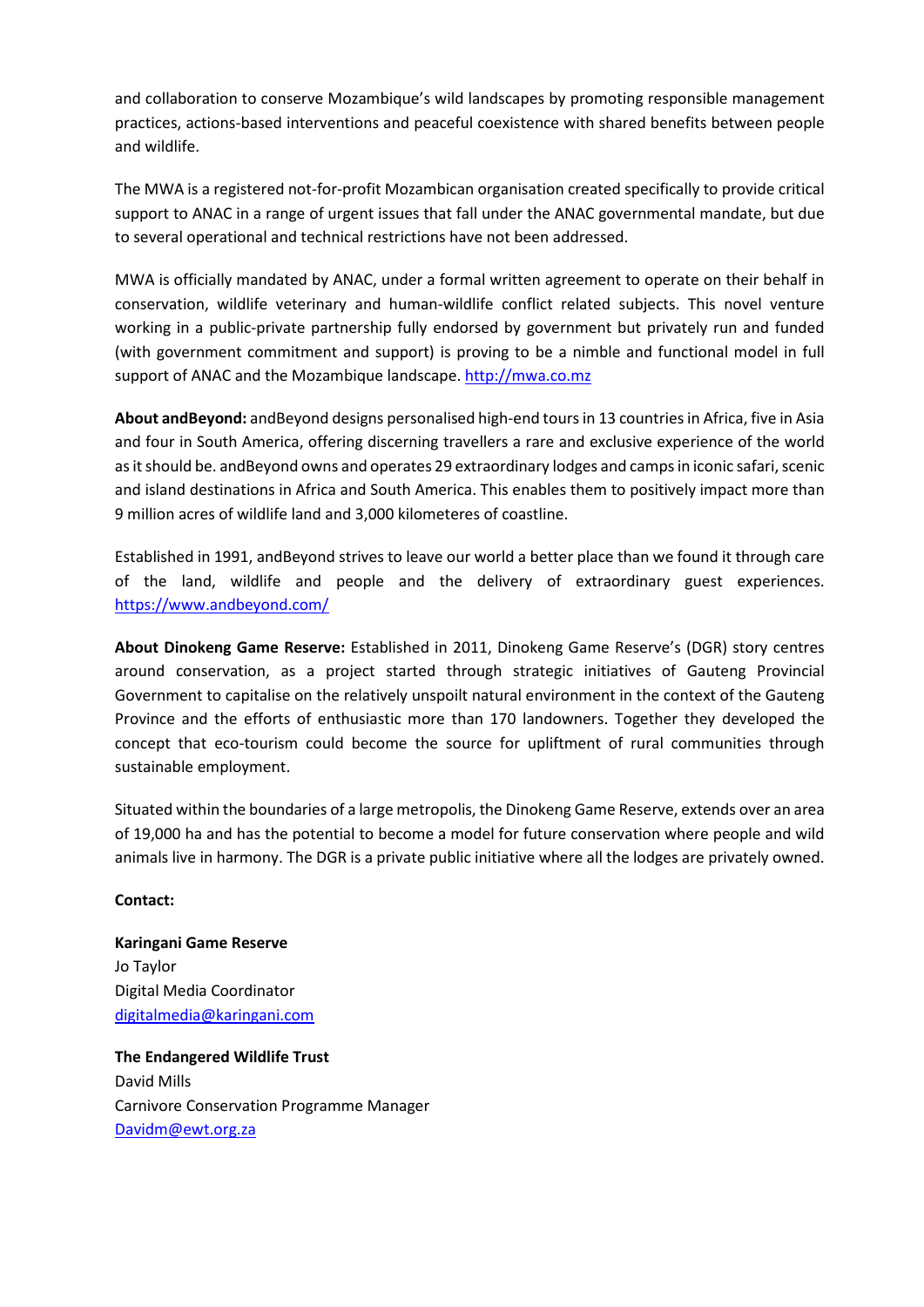and collaboration to conserve Mozambique's wild landscapes by promoting responsible management practices, actions-based interventions and peaceful coexistence with shared benefits between people and wildlife.

The MWA is a registered not-for-profit Mozambican organisation created specifically to provide critical support to ANAC in a range of urgent issues that fall under the ANAC governmental mandate, but due to several operational and technical restrictions have not been addressed.

MWA is officially mandated by ANAC, under a formal written agreement to operate on their behalf in conservation, wildlife veterinary and human-wildlife conflict related subjects. This novel venture working in a public-private partnership fully endorsed by government but privately run and funded (with government commitment and support) is proving to be a nimble and functional model in full support of ANAC and the Mozambique landscape. [http://mwa.co.mz](http://mwa.co.mz)

**About andBeyond:** andBeyond designs personalised high-end tours in 13 countries in Africa, five in Asia and four in South America, offering discerning travellers a rare and exclusive experience of the world as it should be. andBeyond owns and operates 29 extraordinary lodges and camps in iconic safari, scenic and island destinations in Africa and South America. This enables them to positively impact more than 9 million acres of wildlife land and 3,000 kilometeres of coastline.

Established in 1991, andBeyond strives to leave our world a better place than we found it through care of the land, wildlife and people and the delivery of extraordinary guest experiences. [https://www.andbeyond.com/](https://www.andbeyond.com/)

**About Dinokeng Game Reserve:** Established in 2011, Dinokeng Game Reserve's (DGR) story centres around conservation, as a project started through strategic initiatives of Gauteng Provincial Government to capitalise on the relatively unspoilt natural environment in the context of the Gauteng Province and the efforts of enthusiastic more than 170 landowners. Together they developed the concept that eco-tourism could become the source for upliftment of rural communities through sustainable employment.

Situated within the boundaries of a large metropolis, the Dinokeng Game Reserve, extends over an area of 19,000 ha and has the potential to become a model for future conservation where people and wild animals live in harmony. The DGR is a private public initiative where all the lodges are privately owned.

**Contact:**

**Karingani Game Reserve**
Jo Taylor
Digital Media Coordinator
[digitalmedia@karingani.com](mailto:digitalmedia@karingani.com)

**The Endangered Wildlife Trust**
David Mills
Carnivore Conservation Programme Manager
[Davidm@ewt.org.za](mailto:Davidm@ewt.org.za)